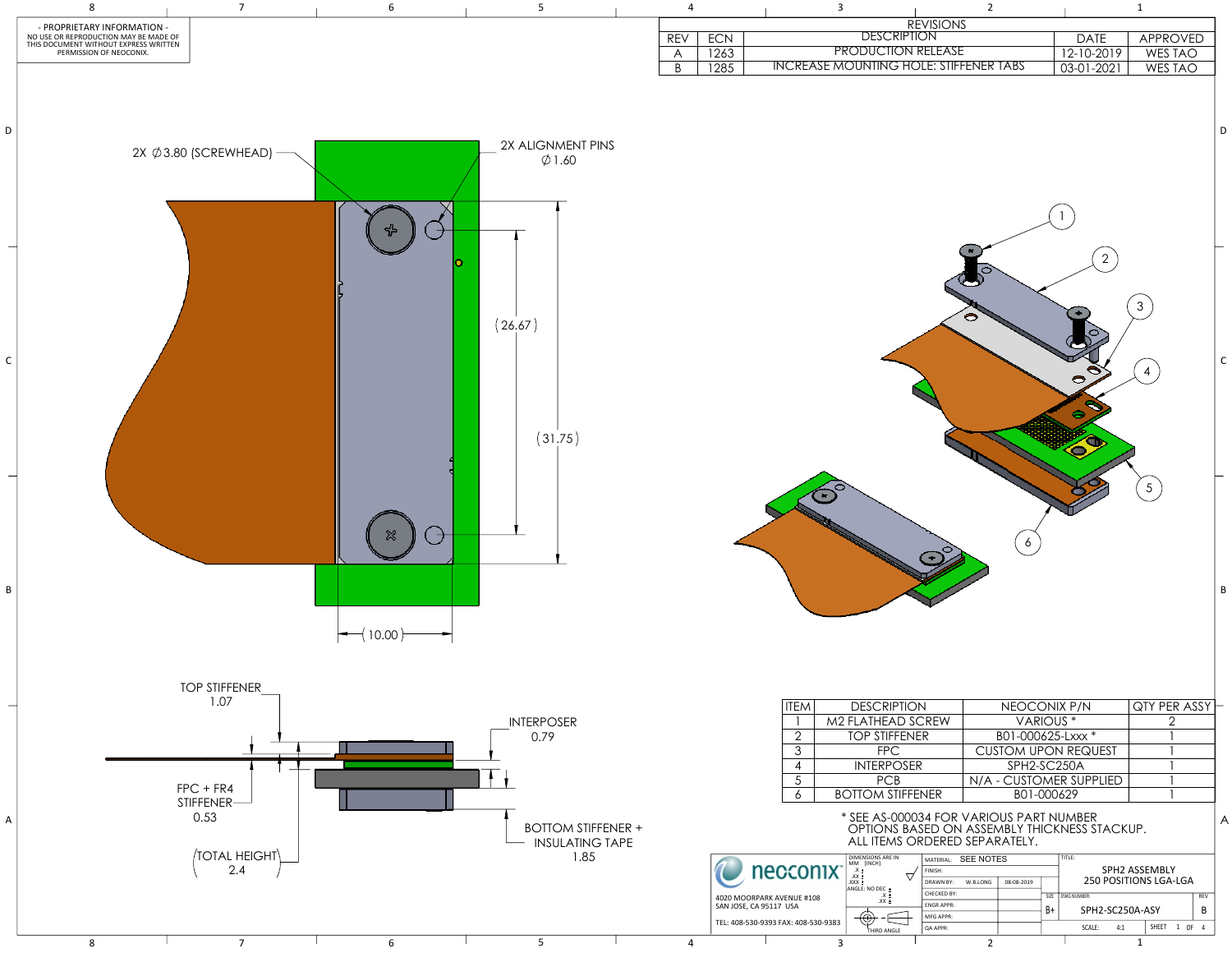- PROPRIETARY INFORMATION -
NO USE OR REPRODUCTION MAY BE MADE OF THIS DOCUMENT WITHOUT EXPRESS WRITTEN PERMISSION OF NEOCONIX.

| REVISIONS | | | | |
|---|---|---|---|---|
| REV | ECN | DESCRIPTION | DATE | APPROVED |
| A | 1263 | PRODUCTION RELEASE | 12-10-2019 | WES TAO |
| B | 1285 | INCREASE MOUNTING HOLE: STIFFENER TABS | 03-01-2021 | WES TAO |

2X ∅3.80 (SCREWHEAD)

2X ALIGNMENT PINS ∅1.60

(26.67)

(31.75)

(10.00)

TOP STIFFENER 1.07

INTERPOSER 0.79

FPC + FR4 STIFFENER 0.53

BOTTOM STIFFENER + INSULATING TAPE 1.85

(TOTAL HEIGHT 2.4)

| ITEM | DESCRIPTION | NEOCONIX P/N | QTY PER ASSY |
|---|---|---|---|
| 1 | M2 FLATHEAD SCREW | VARIOUS * | 2 |
| 2 | TOP STIFFENER | B01-000625-Lxxx * | 1 |
| 3 | FPC | CUSTOM UPON REQUEST | 1 |
| 4 | INTERPOSER | SPH2-SC250A | 1 |
| 5 | PCB | N/A - CUSTOMER SUPPLIED | 1 |
| 6 | BOTTOM STIFFENER | B01-000629 | 1 |

* SEE AS-000034 FOR VARIOUS PART NUMBER OPTIONS BASED ON ASSEMBLY THICKNESS STACKUP.
ALL ITEMS ORDERED SEPARATELY.

neoconix
4020 MOORPARK AVENUE #108
SAN JOSE, CA 95117 USA
TEL: 408-530-9393 FAX: 408-530-9383

DIMENSIONS ARE IN MM [INCH]
THIRD ANGLE

| MATERIAL: | SEE NOTES | |
|---|---|---|
| FINISH: | | |
| DRAWN BY: | W.B.LONG | 08-08-2019 |
| CHECKED BY: | | |
| ENGR APPR: | | |
| MFG APPR: | | |
| QA APPR: | | |

TITLE: SPH2 ASSEMBLY 250 POSITIONS LGA-LGA

SIZE: B+ DWG NUMBER: SPH2-SC250A-ASY REV: B

SCALE: 4:1 SHEET 1 OF 4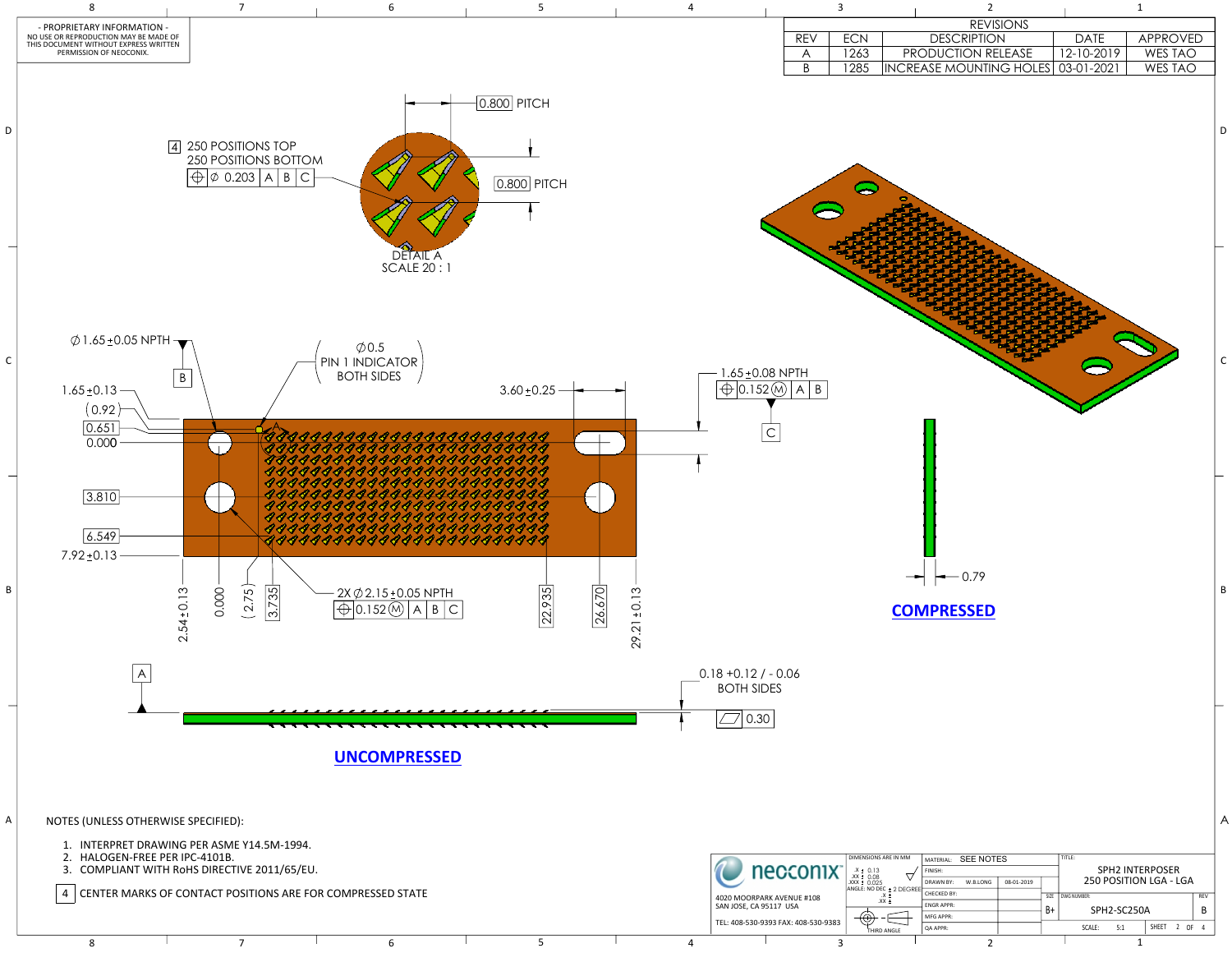- PROPRIETARY INFORMATION -
NO USE OR REPRODUCTION MAY BE MADE OF THIS DOCUMENT WITHOUT EXPRESS WRITTEN PERMISSION OF NEOCONIX.

| REVISIONS | | | | |
|---|---|---|---|---|
| REV | ECN | DESCRIPTION | DATE | APPROVED |
| A | 1263 | PRODUCTION RELEASE | 12-10-2019 | WES TAO |
| B | 1285 | INCREASE MOUNTING HOLES | 03-01-2021 | WES TAO |

4 250 POSITIONS TOP
250 POSITIONS BOTTOM
⊕ ∅ 0.203 | A | B | C

0.800 PITCH

0.800 PITCH

DETAIL A
SCALE 20 : 1

∅1.65±0.05 NPTH
B

∅0.5
PIN 1 INDICATOR
BOTH SIDES

1.65±0.13
(0.92)
0.651
0.000
3.810
6.549
7.92±0.13

3.60±0.25

1.65±0.08 NPTH
⊕ 0.152 Ⓜ | A | B
C

2.54±0.13, 0.000, (2.75), 3.735, 22.935, 26.670, 29.21±0.13

2X ∅2.15±0.05 NPTH
⊕ 0.152 Ⓜ | A | B | C

0.79

**COMPRESSED**

A

0.18 +0.12 / - 0.06
BOTH SIDES
▱ 0.30

**UNCOMPRESSED**

NOTES (UNLESS OTHERWISE SPECIFIED):

1. INTERPRET DRAWING PER ASME Y14.5M-1994.
2. HALOGEN-FREE PER IPC-4101B.
3. COMPLIANT WITH RoHS DIRECTIVE 2011/65/EU.

4 CENTER MARKS OF CONTACT POSITIONS ARE FOR COMPRESSED STATE

neoconix
4020 MOORPARK AVENUE #108
SAN JOSE, CA 95117 USA
TEL: 408-530-9393 FAX: 408-530-9383

DIMENSIONS ARE IN MM
.X ± 0.13
.XX ± 0.08
.XXX ± 0.025
ANGLE: NO DEC ± 2 DEGREE
.X ±
.XX ±
THIRD ANGLE

| | | |
|---|---|---|
| MATERIAL: | SEE NOTES | |
| FINISH: | | |
| DRAWN BY: | W.B.LONG | 08-01-2019 |
| CHECKED BY: | | |
| ENGR APPR: | | |
| MFG APPR: | | |
| QA APPR: | | |

TITLE: SPH2 INTERPOSER
250 POSITION LGA - LGA

SIZE: B+ | DWG NUMBER: SPH2-SC250A | REV: B
SCALE: 5:1 | SHEET 2 OF 4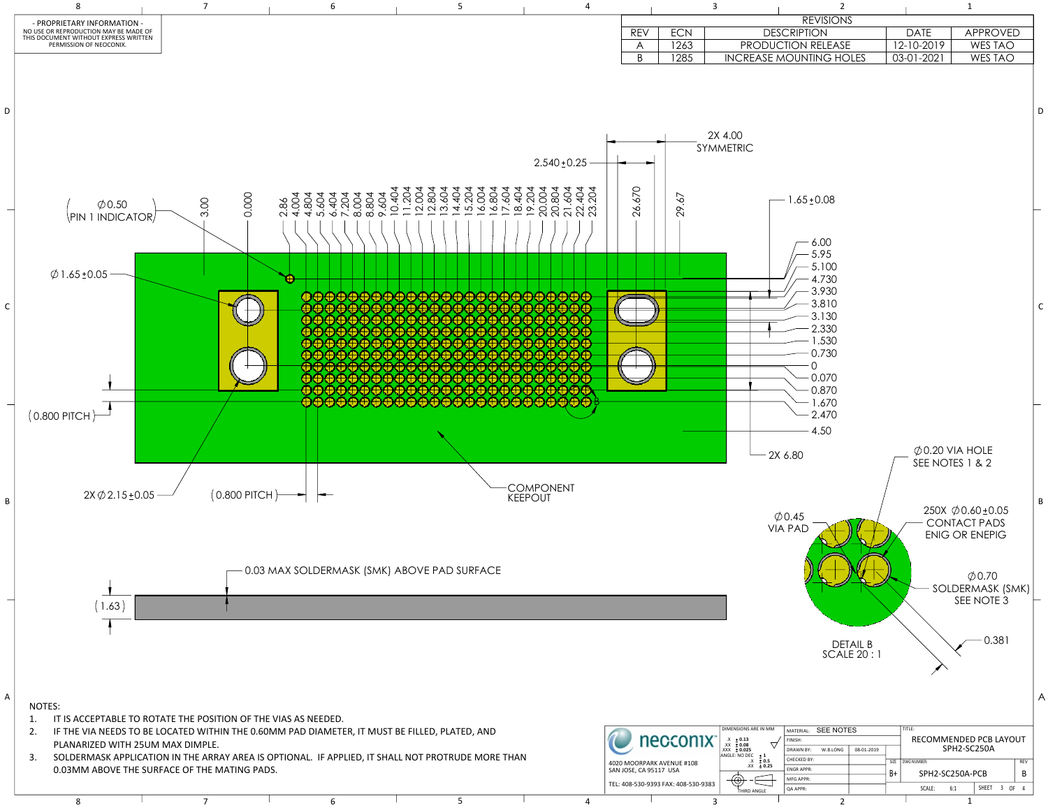- PROPRIETARY INFORMATION -
NO USE OR REPRODUCTION MAY BE MADE OF THIS DOCUMENT WITHOUT EXPRESS WRITTEN PERMISSION OF NEOCONIX.

| REVISIONS | | | | |
|---|---|---|---|---|
| REV | ECN | DESCRIPTION | DATE | APPROVED |
| A | 1263 | PRODUCTION RELEASE | 12-10-2019 | WES TAO |
| B | 1285 | INCREASE MOUNTING HOLES | 03-01-2021 | WES TAO |

2X 4.00 SYMMETRIC

2.540 ±0.25

∅0.50 (PIN 1 INDICATOR)

3.00 0.000 2.86 4.004 4.804 5.604 6.404 7.204 8.004 8.804 9.604 10.404 11.204 12.004 12.804 13.604 14.404 15.204 16.004 16.804 17.604 18.404 19.204 20.004 20.804 21.604 22.404 23.204 26.670 29.67

1.65 ±0.08

6.00 5.95 5.100 4.730 3.930 3.810 3.130 2.330 1.530 0.730 0 0.070 0.870 1.670 2.470 4.50

∅1.65 ±0.05

(0.800 PITCH)

2X 6.80

2X ∅2.15 ±0.05

(0.800 PITCH)

COMPONENT KEEPOUT

∅0.20 VIA HOLE SEE NOTES 1 & 2

∅0.45 VIA PAD

250X ∅0.60 ±0.05 CONTACT PADS ENIG OR ENEPIG

∅0.70 SOLDERMASK (SMK) SEE NOTE 3

0.381

DETAIL B
SCALE 20 : 1

0.03 MAX SOLDERMASK (SMK) ABOVE PAD SURFACE

(1.63)

NOTES:

1. IT IS ACCEPTABLE TO ROTATE THE POSITION OF THE VIAS AS NEEDED.
2. IF THE VIA NEEDS TO BE LOCATED WITHIN THE 0.60MM PAD DIAMETER, IT MUST BE FILLED, PLATED, AND PLANARIZED WITH 25UM MAX DIMPLE.
3. SOLDERMASK APPLICATION IN THE ARRAY AREA IS OPTIONAL. IF APPLIED, IT SHALL NOT PROTRUDE MORE THAN 0.03MM ABOVE THE SURFACE OF THE MATING PADS.

neoconix
4020 MOORPARK AVENUE #108
SAN JOSE, CA 95117 USA
TEL: 408-530-9393 FAX: 408-530-9383

DIMENSIONS ARE IN MM
.X ± 0.13
.XX ± 0.08
.XXX ± 0.025
ANGLE: NO DEC ± 1, .X ± 0.5, .XX ± 0.25
THIRD ANGLE

| | | |
|---|---|---|
| MATERIAL: | SEE NOTES | |
| FINISH: | | |
| DRAWN BY: | W.B.LONG | 08-01-2019 |
| CHECKED BY: | | |
| ENGR APPR: | | |
| MFG APPR: | | |
| QA APPR: | | |

TITLE: RECOMMENDED PCB LAYOUT SPH2-SC250A

SIZE: B+ DWG NUMBER: SPH2-SC250A-PCB REV: B

SCALE: 6:1 SHEET 3 OF 4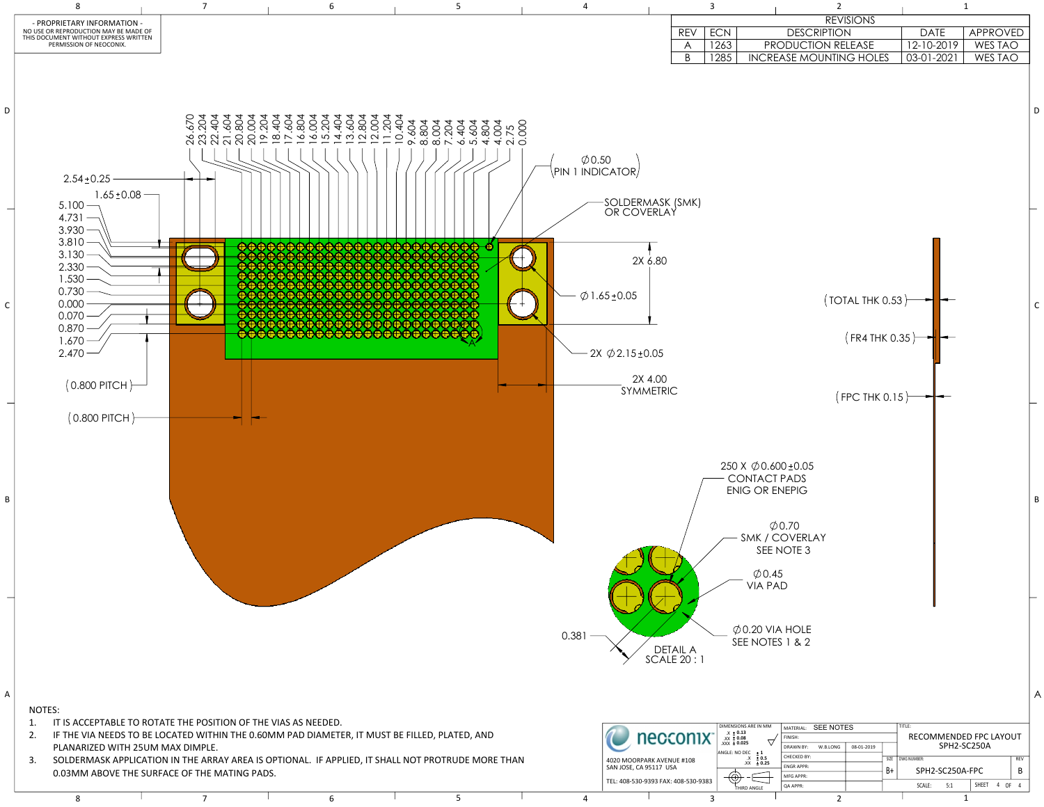- PROPRIETARY INFORMATION -
NO USE OR REPRODUCTION MAY BE MADE OF THIS DOCUMENT WITHOUT EXPRESS WRITTEN PERMISSION OF NEOCONIX.

| REVISIONS | | | | |
|---|---|---|---|---|
| REV | ECN | DESCRIPTION | DATE | APPROVED |
| A | 1263 | PRODUCTION RELEASE | 12-10-2019 | WES TAO |
| B | 1285 | INCREASE MOUNTING HOLES | 03-01-2021 | WES TAO |

26.670
23.204
22.404
21.604
20.804
20.004
19.204
18.404
17.604
16.804
16.004
15.204
14.404
13.604
12.804
12.004
11.204
10.404
9.604
8.804
8.004
7.204
6.404
5.604
4.804
4.004
2.75
0.000

2.54±0.25
1.65±0.08
5.100
4.731
3.930
3.810
3.130
2.330
1.530
0.730
0.000
0.070
0.870
1.670
2.470
(0.800 PITCH)
(0.800 PITCH)

∅0.50 (PIN 1 INDICATOR)
SOLDERMASK (SMK) OR COVERLAY
2X 6.80
∅1.65±0.05
2X ∅2.15±0.05
2X 4.00 SYMMETRIC
A

(TOTAL THK 0.53)
(FR4 THK 0.35)
(FPC THK 0.15)

250 X ∅0.600±0.05 CONTACT PADS ENIG OR ENEPIG
∅0.70 SMK / COVERLAY SEE NOTE 3
∅0.45 VIA PAD
∅0.20 VIA HOLE SEE NOTES 1 & 2
0.381
DETAIL A
SCALE 20 : 1

NOTES:

1. IT IS ACCEPTABLE TO ROTATE THE POSITION OF THE VIAS AS NEEDED.
2. IF THE VIA NEEDS TO BE LOCATED WITHIN THE 0.60MM PAD DIAMETER, IT MUST BE FILLED, PLATED, AND PLANARIZED WITH 25UM MAX DIMPLE.
3. SOLDERMASK APPLICATION IN THE ARRAY AREA IS OPTIONAL. IF APPLIED, IT SHALL NOT PROTRUDE MORE THAN 0.03MM ABOVE THE SURFACE OF THE MATING PADS.

neoconix
4020 MOORPARK AVENUE #108
SAN JOSE, CA 95117 USA
TEL: 408-530-9393 FAX: 408-530-9383

DIMENSIONS ARE IN MM
.X ± 0.13
.XX ± 0.08
.XXX ± 0.025
ANGLE: NO DEC ± 1
.X ± 0.5
.XX ± 0.25
THIRD ANGLE

| | | |
|---|---|---|
| MATERIAL: | SEE NOTES | |
| FINISH: | | |
| DRAWN BY: | W.B.LONG | 08-01-2019 |
| CHECKED BY: | | |
| ENGR APPR: | | |
| MFG APPR: | | |
| QA APPR: | | |

TITLE: RECOMMENDED FPC LAYOUT SPH2-SC250A
SIZE: B+
DWG NUMBER: SPH2-SC250A-FPC
REV: B
SCALE: 5:1
SHEET 4 OF 4